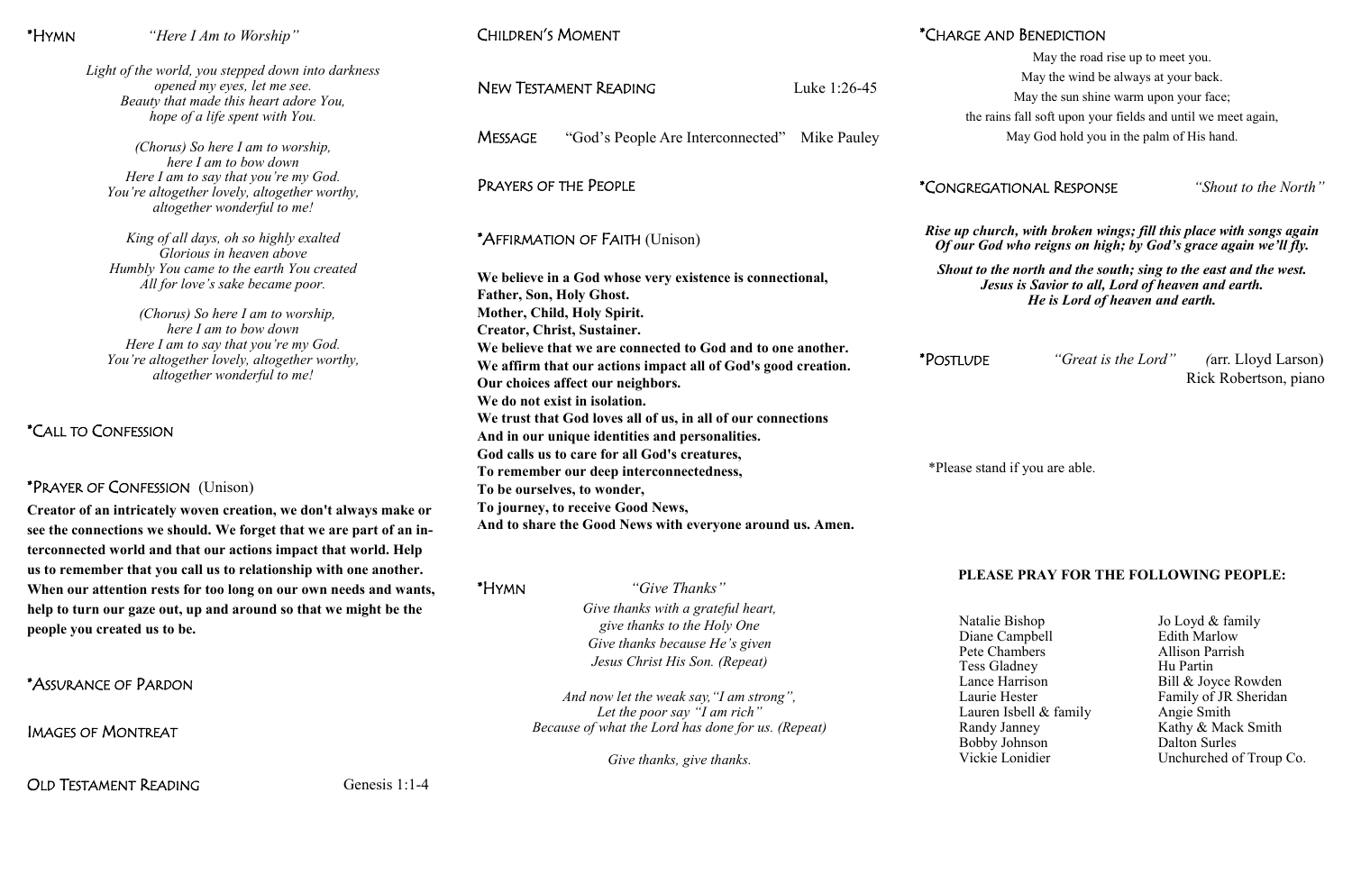## *Hymn *"Here I Am to Worship"*

*Light of the world, you stepped down into darkness*
*opened my eyes, let me see.*
*Beauty that made this heart adore You,*
*hope of a life spent with You.*

*(Chorus) So here I am to worship,*
*here I am to bow down*
*Here I am to say that you're my God.*
*You're altogether lovely, altogether worthy,*
*altogether wonderful to me!*

*King of all days, oh so highly exalted*
*Glorious in heaven above*
*Humbly You came to the earth You created*
*All for love's sake became poor.*

*(Chorus) So here I am to worship,*
*here I am to bow down*
*Here I am to say that you're my God.*
*You're altogether lovely, altogether worthy,*
*altogether wonderful to me!*

## *Call to Confession

## *Prayer of Confession (Unison)

**Creator of an intricately woven creation, we don't always make or see the connections we should. We forget that we are part of an interconnected world and that our actions impact that world. Help us to remember that you call us to relationship with one another. When our attention rests for too long on our own needs and wants, help to turn our gaze out, up and around so that we might be the people you created us to be.**

## *Assurance of Pardon

## Images of Montreat

## Old Testament Reading Genesis 1:1-4

## Children's Moment

## New Testament Reading Luke 1:26-45

## Message "God's People Are Interconnected" Mike Pauley

## Prayers of the People

## *Affirmation of Faith (Unison)

**We believe in a God whose very existence is connectional,**
**Father, Son, Holy Ghost.**
**Mother, Child, Holy Spirit.**
**Creator, Christ, Sustainer.**
**We believe that we are connected to God and to one another.**
**We affirm that our actions impact all of God's good creation.**
**Our choices affect our neighbors.**
**We do not exist in isolation.**
**We trust that God loves all of us, in all of our connections**
**And in our unique identities and personalities.**
**God calls us to care for all God's creatures,**
**To remember our deep interconnectedness,**
**To be ourselves, to wonder,**
**To journey, to receive Good News,**
**And to share the Good News with everyone around us. Amen.**

## *Hymn *"Give Thanks"*

*Give thanks with a grateful heart,*
*give thanks to the Holy One*
*Give thanks because He's given*
*Jesus Christ His Son. (Repeat)*

*And now let the weak say,"I am strong",*
*Let the poor say "I am rich"*
*Because of what the Lord has done for us. (Repeat)*

*Give thanks, give thanks.*

## *Charge and Benediction

May the road rise up to meet you.
May the wind be always at your back.
May the sun shine warm upon your face;
the rains fall soft upon your fields and until we meet again,
May God hold you in the palm of His hand.

## *Congregational Response *"Shout to the North"*

***Rise up church, with broken wings; fill this place with songs again***
***Of our God who reigns on high; by God's grace again we'll fly.***

***Shout to the north and the south; sing to the east and the west.***
***Jesus is Savior to all, Lord of heaven and earth.***
***He is Lord of heaven and earth.***

## *Postlude *"Great is the Lord"* (arr. Lloyd Larson)

Rick Robertson, piano

*Please stand if you are able.

**PLEASE PRAY FOR THE FOLLOWING PEOPLE:**

| | |
|---|---|
| Natalie Bishop | Jo Loyd & family |
| Diane Campbell | Edith Marlow |
| Pete Chambers | Allison Parrish |
| Tess Gladney | Hu Partin |
| Lance Harrison | Bill & Joyce Rowden |
| Laurie Hester | Family of JR Sheridan |
| Lauren Isbell & family | Angie Smith |
| Randy Janney | Kathy & Mack Smith |
| Bobby Johnson | Dalton Surles |
| Vickie Lonidier | Unchurched of Troup Co. |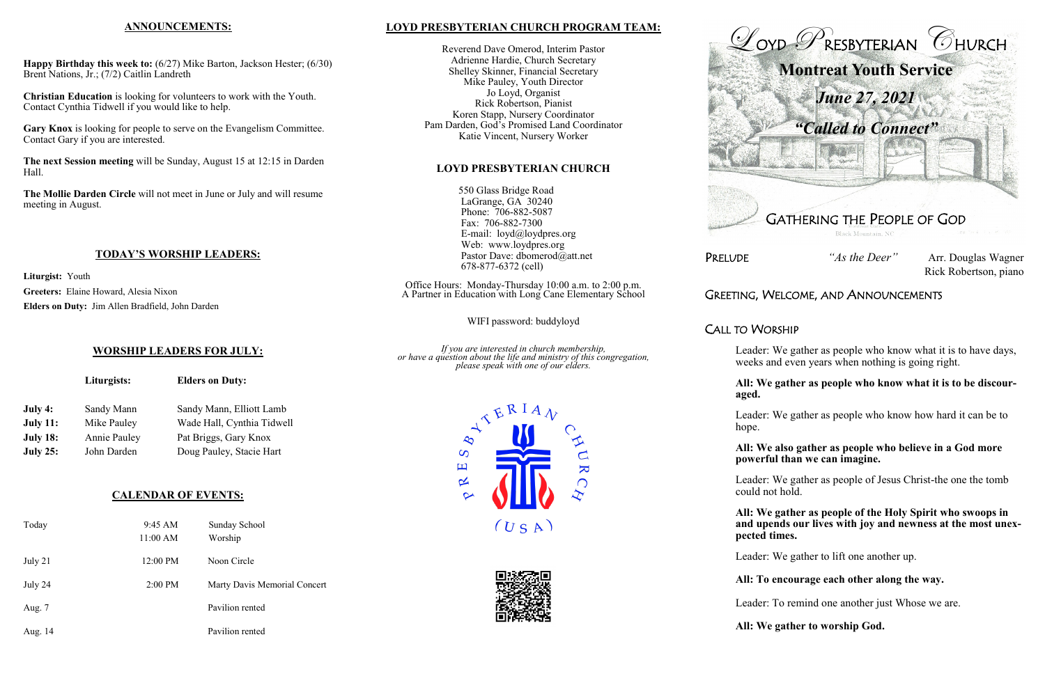## ANNOUNCEMENTS:

**Happy Birthday this week to:** (6/27) Mike Barton, Jackson Hester; (6/30) Brent Nations, Jr.; (7/2) Caitlin Landreth

**Christian Education** is looking for volunteers to work with the Youth. Contact Cynthia Tidwell if you would like to help.

**Gary Knox** is looking for people to serve on the Evangelism Committee. Contact Gary if you are interested.

**The next Session meeting** will be Sunday, August 15 at 12:15 in Darden Hall.

**The Mollie Darden Circle** will not meet in June or July and will resume meeting in August.

## TODAY'S WORSHIP LEADERS:

**Liturgist:** Youth

**Greeters:** Elaine Howard, Alesia Nixon

**Elders on Duty:** Jim Allen Bradfield, John Darden

## WORSHIP LEADERS FOR JULY:

| | Liturgists: | Elders on Duty: |
|---|---|---|
| **July 4:** | Sandy Mann | Sandy Mann, Elliott Lamb |
| **July 11:** | Mike Pauley | Wade Hall, Cynthia Tidwell |
| **July 18:** | Annie Pauley | Pat Briggs, Gary Knox |
| **July 25:** | John Darden | Doug Pauley, Stacie Hart |

## CALENDAR OF EVENTS:

| | | |
|---|---|---|
| Today | 9:45 AM | Sunday School |
| | 11:00 AM | Worship |
| July 21 | 12:00 PM | Noon Circle |
| July 24 | 2:00 PM | Marty Davis Memorial Concert |
| Aug. 7 | | Pavilion rented |
| Aug. 14 | | Pavilion rented |

## LOYD PRESBYTERIAN CHURCH PROGRAM TEAM:

Reverend Dave Omerod, Interim Pastor
Adrienne Hardie, Church Secretary
Shelley Skinner, Financial Secretary
Mike Pauley, Youth Director
Jo Loyd, Organist
Rick Robertson, Pianist
Koren Stapp, Nursery Coordinator
Pam Darden, God's Promised Land Coordinator
Katie Vincent, Nursery Worker

## LOYD PRESBYTERIAN CHURCH

550 Glass Bridge Road
LaGrange, GA 30240
Phone: 706-882-5087
Fax: 706-882-7300
E-mail: loyd@loydpres.org
Web: www.loydpres.org
Pastor Dave: dbomerod@att.net
678-877-6372 (cell)

Office Hours: Monday-Thursday 10:00 a.m. to 2:00 p.m.
A Partner in Education with Long Cane Elementary School

WIFI password: buddyloyd

*If you are interested in church membership, or have a question about the life and ministry of this congregation, please speak with one of our elders.*

PRESBYTERIAN CHURCH (USA)

# Loyd Presbyterian Church

## Montreat Youth Service

## *June 27, 2021*

## *"Called to Connect"*

## Gathering the People of God

Prelude — *"As the Deer"* — Arr. Douglas Wagner
Rick Robertson, piano

Greeting, Welcome, and Announcements

Call to Worship

Leader: We gather as people who know what it is to have days, weeks and even years when nothing is going right.

**All: We gather as people who know what it is to be discouraged.**

Leader: We gather as people who know how hard it can be to hope.

**All: We also gather as people who believe in a God more powerful than we can imagine.**

Leader: We gather as people of Jesus Christ-the one the tomb could not hold.

**All: We gather as people of the Holy Spirit who swoops in and upends our lives with joy and newness at the most unexpected times.**

Leader: We gather to lift one another up.

**All: To encourage each other along the way.**

Leader: To remind one another just Whose we are.

**All: We gather to worship God.**